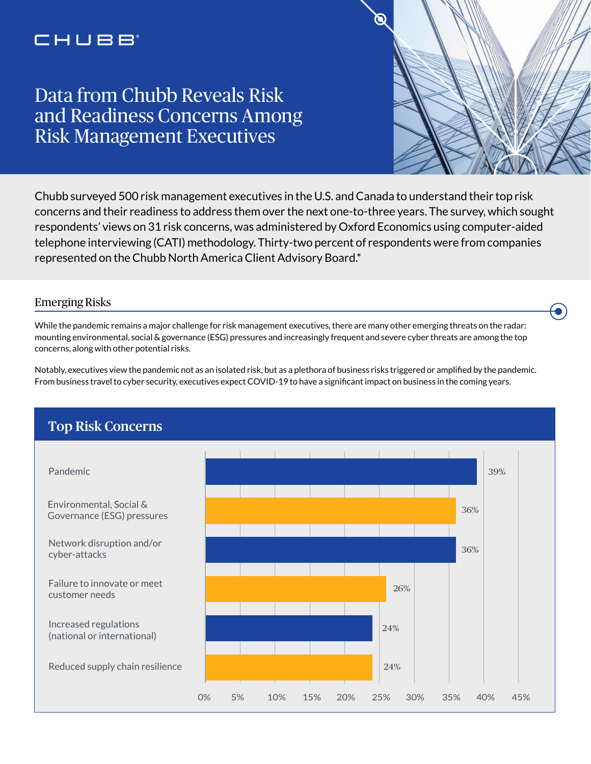CHUBB

# Data from Chubb Reveals Risk and Readiness Concerns Among Risk Management Executives

Chubb surveyed 500 risk management executives in the U.S. and Canada to understand their top risk concerns and their readiness to address them over the next one-to-three years. The survey, which sought respondents' views on 31 risk concerns, was administered by Oxford Economics using computer-aided telephone interviewing (CATI) methodology. Thirty-two percent of respondents were from companies represented on the Chubb North America Client Advisory Board.*

## Emerging Risks

While the pandemic remains a major challenge for risk management executives, there are many other emerging threats on the radar: mounting environmental, social & governance (ESG) pressures and increasingly frequent and severe cyber threats are among the top concerns, along with other potential risks.

Notably, executives view the pandemic not as an isolated risk, but as a plethora of business risks triggered or amplified by the pandemic. From business travel to cyber security, executives expect COVID-19 to have a significant impact on business in the coming years.

### Top Risk Concerns

| Risk Concern | Percentage |
|---|---|
| Pandemic | 39% |
| Environmental, Social & Governance (ESG) pressures | 36% |
| Network disruption and/or cyber-attacks | 36% |
| Failure to innovate or meet customer needs | 26% |
| Increased regulations (national or international) | 24% |
| Reduced supply chain resilience | 24% |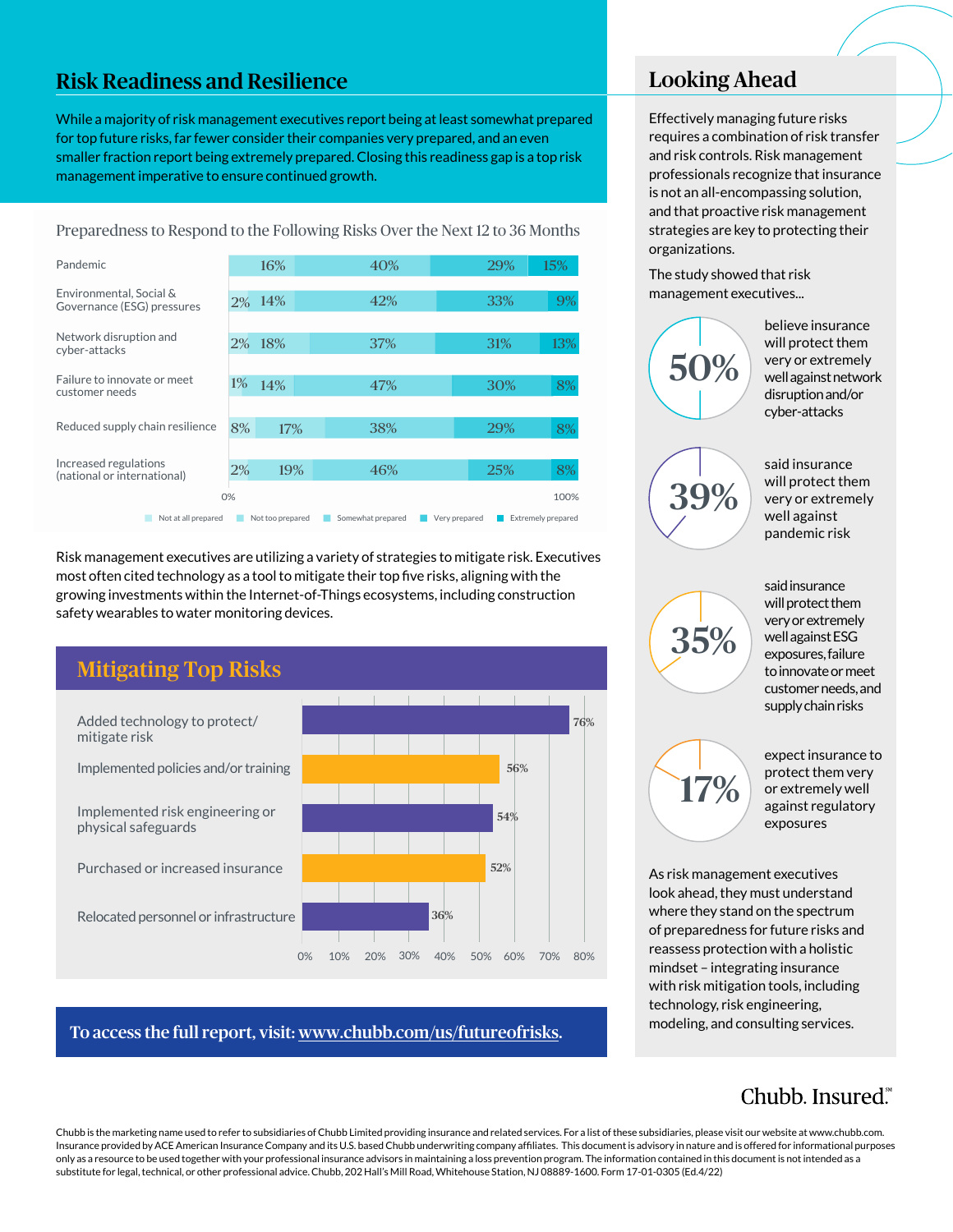## Risk Readiness and Resilience

While a majority of risk management executives report being at least somewhat prepared for top future risks, far fewer consider their companies very prepared, and an even smaller fraction report being extremely prepared. Closing this readiness gap is a top risk management imperative to ensure continued growth.

### Preparedness to Respond to the Following Risks Over the Next 12 to 36 Months

Pandemic
16% 40% 29% 15%

Environmental, Social & Governance (ESG) pressures
2% 14% 42% 33% 9%

Network disruption and cyber-attacks
2% 18% 37% 31% 13%

Failure to innovate or meet customer needs
1% 14% 47% 30% 8%

Reduced supply chain resilience
8% 17% 38% 29% 8%

Increased regulations (national or international)
2% 19% 46% 25% 8%

0%
100%

Not at all prepared
Not too prepared
Somewhat prepared
Very prepared
Extremely prepared

Risk management executives are utilizing a variety of strategies to mitigate risk. Executives most often cited technology as a tool to mitigate their top five risks, aligning with the growing investments within the Internet-of-Things ecosystems, including construction safety wearables to water monitoring devices.

### Mitigating Top Risks

Added technology to protect/ mitigate risk
76%

Implemented policies and/or training
56%

Implemented risk engineering or physical safeguards
54%

Purchased or increased insurance
52%

Relocated personnel or infrastructure
36%

0% 10% 20% 30% 40% 50% 60% 70% 80%

**To access the full report, visit: www.chubb.com/us/futureofrisks.**

## Looking Ahead

Effectively managing future risks requires a combination of risk transfer and risk controls. Risk management professionals recognize that insurance is not an all-encompassing solution, and that proactive risk management strategies are key to protecting their organizations.

The study showed that risk management executives...

**50%** believe insurance will protect them very or extremely well against network disruption and/or cyber-attacks

**39%** said insurance will protect them very or extremely well against pandemic risk

**35%** said insurance will protect them very or extremely well against ESG exposures, failure to innovate or meet customer needs, and supply chain risks

**17%** expect insurance to protect them very or extremely well against regulatory exposures

As risk management executives look ahead, they must understand where they stand on the spectrum of preparedness for future risks and reassess protection with a holistic mindset – integrating insurance with risk mitigation tools, including technology, risk engineering, modeling, and consulting services.

Chubb. Insured.℠

Chubb is the marketing name used to refer to subsidiaries of Chubb Limited providing insurance and related services. For a list of these subsidiaries, please visit our website at www.chubb.com. Insurance provided by ACE American Insurance Company and its U.S. based Chubb underwriting company affiliates. This document is advisory in nature and is offered for informational purposes only as a resource to be used together with your professional insurance advisors in maintaining a loss prevention program. The information contained in this document is not intended as a substitute for legal, technical, or other professional advice. Chubb, 202 Hall's Mill Road, Whitehouse Station, NJ 08889-1600. Form 17-01-0305 (Ed.4/22)